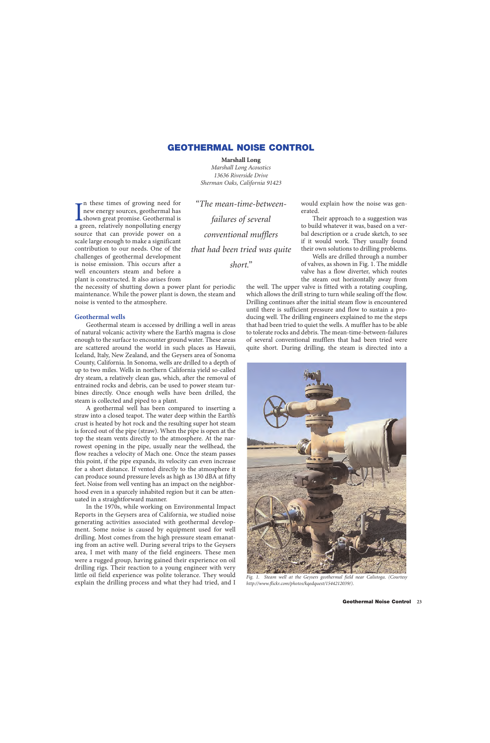# GEOTHERMAL NOISE CONTROL

**Marshall Long**
*Marshall Long Acoustics*
*13636 Riverside Drive*
*Sherman Oaks, California 91423*

> *"The mean-time-between-failures of several conventional mufflers that had been tried was quite short."*

In these times of growing need for new energy sources, geothermal has shown great promise. Geothermal is a green, relatively nonpolluting energy source that can provide power on a scale large enough to make a significant contribution to our needs. One of the challenges of geothermal development is noise emission. This occurs after a well encounters steam and before a plant is constructed. It also arises from the necessity of shutting down a power plant for periodic maintenance. While the power plant is down, the steam and noise is vented to the atmosphere.

## Geothermal wells

Geothermal steam is accessed by drilling a well in areas of natural volcanic activity where the Earth's magma is close enough to the surface to encounter ground water. These areas are scattered around the world in such places as Hawaii, Iceland, Italy, New Zealand, and the Geysers area of Sonoma County, California. In Sonoma, wells are drilled to a depth of up to two miles. Wells in northern California yield so-called dry steam, a relatively clean gas, which, after the removal of entrained rocks and debris, can be used to power steam turbines directly. Once enough wells have been drilled, the steam is collected and piped to a plant.

A geothermal well has been compared to inserting a straw into a closed teapot. The water deep within the Earth's crust is heated by hot rock and the resulting super hot steam is forced out of the pipe (straw). When the pipe is open at the top the steam vents directly to the atmosphere. At the narrowest opening in the pipe, usually near the wellhead, the flow reaches a velocity of Mach one. Once the steam passes this point, if the pipe expands, its velocity can even increase for a short distance. If vented directly to the atmosphere it can produce sound pressure levels as high as 130 dBA at fifty feet. Noise from well venting has an impact on the neighborhood even in a sparcely inhabited region but it can be attenuated in a straightforward manner.

In the 1970s, while working on Environmental Impact Reports in the Geysers area of California, we studied noise generating activities associated with geothermal development. Some noise is caused by equipment used for well drilling. Most comes from the high pressure steam emanating from an active well. During several trips to the Geysers area, I met with many of the field engineers. These men were a rugged group, having gained their experience on oil drilling rigs. Their reaction to a young engineer with very little oil field experience was polite tolerance. They would explain the drilling process and what they had tried, and I would explain how the noise was generated.

Their approach to a suggestion was to build whatever it was, based on a verbal description or a crude sketch, to see if it would work. They usually found their own solutions to drilling problems.

Wells are drilled through a number of valves, as shown in Fig. 1. The middle valve has a flow diverter, which routes the steam out horizontally away from the well. The upper valve is fitted with a rotating coupling, which allows the drill string to turn while sealing off the flow. Drilling continues after the initial steam flow is encountered until there is sufficient pressure and flow to sustain a producing well. The drilling engineers explained to me the steps that had been tried to quiet the wells. A muffler has to be able to tolerate rocks and debris. The mean-time-between-failures of several conventional mufflers that had been tried were quite short. During drilling, the steam is directed into a

*Fig. 1. Steam well at the Geysers geothermal field near Calistoga. (Courtesy http://www.flickr.com/photos/kqedquest/1544212039/).*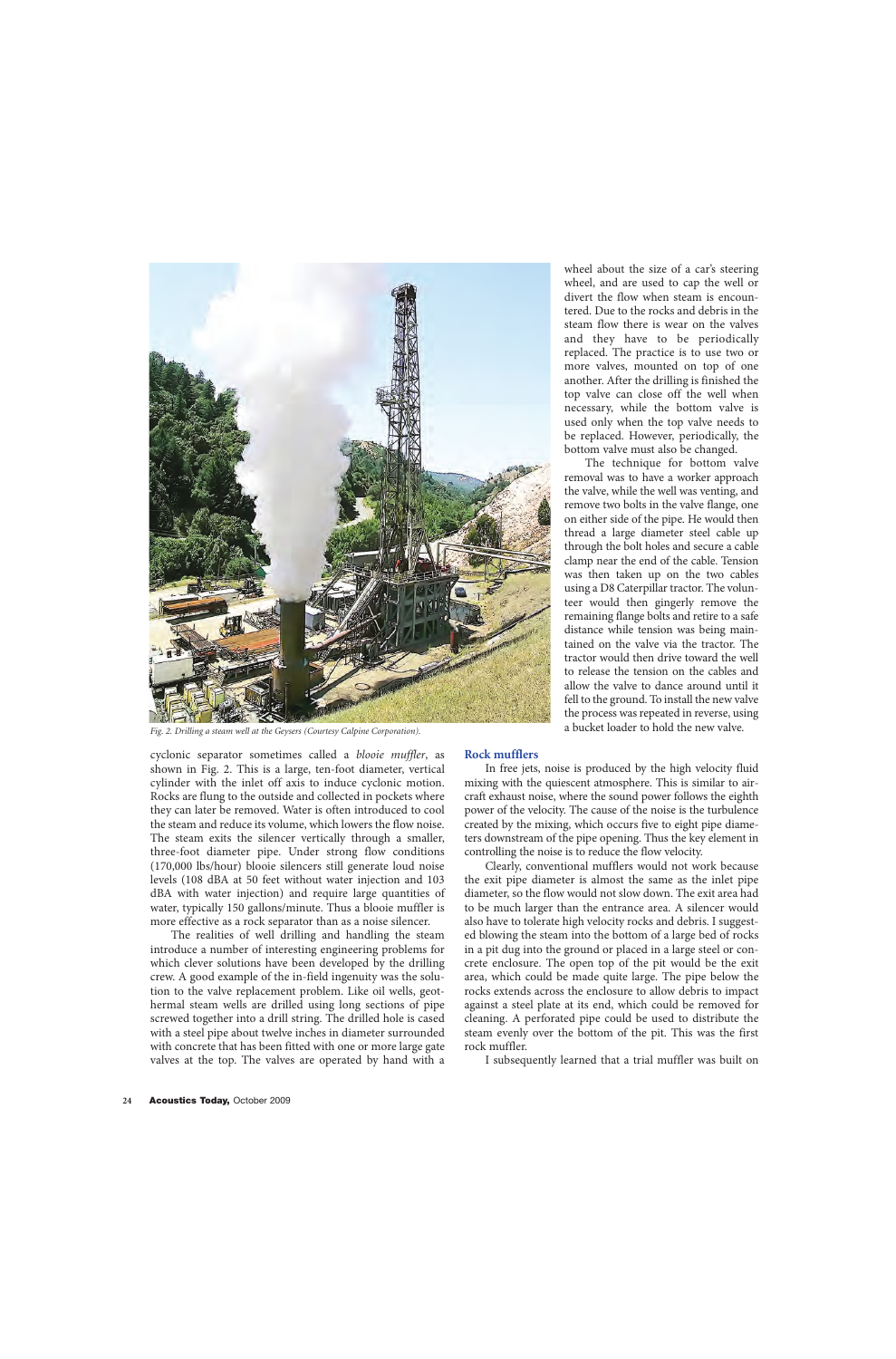wheel about the size of a car's steering wheel, and are used to cap the well or divert the flow when steam is encountered. Due to the rocks and debris in the steam flow there is wear on the valves and they have to be periodically replaced. The practice is to use two or more valves, mounted on top of one another. After the drilling is finished the top valve can close off the well when necessary, while the bottom valve is used only when the top valve needs to be replaced. However, periodically, the bottom valve must also be changed.

The technique for bottom valve removal was to have a worker approach the valve, while the well was venting, and remove two bolts in the valve flange, one on either side of the pipe. He would then thread a large diameter steel cable up through the bolt holes and secure a cable clamp near the end of the cable. Tension was then taken up on the two cables using a D8 Caterpillar tractor. The volunteer would then gingerly remove the remaining flange bolts and retire to a safe distance while tension was being maintained on the valve via the tractor. The tractor would then drive toward the well to release the tension on the cables and allow the valve to dance around until it fell to the ground. To install the new valve the process was repeated in reverse, using a bucket loader to hold the new valve.

*Fig. 2. Drilling a steam well at the Geysers (Courtesy Calpine Corporation).*

cyclonic separator sometimes called a *blooie muffler*, as shown in Fig. 2. This is a large, ten-foot diameter, vertical cylinder with the inlet off axis to induce cyclonic motion. Rocks are flung to the outside and collected in pockets where they can later be removed. Water is often introduced to cool the steam and reduce its volume, which lowers the flow noise. The steam exits the silencer vertically through a smaller, three-foot diameter pipe. Under strong flow conditions (170,000 lbs/hour) blooie silencers still generate loud noise levels (108 dBA at 50 feet without water injection and 103 dBA with water injection) and require large quantities of water, typically 150 gallons/minute. Thus a blooie muffler is more effective as a rock separator than as a noise silencer.

The realities of well drilling and handling the steam introduce a number of interesting engineering problems for which clever solutions have been developed by the drilling crew. A good example of the in-field ingenuity was the solution to the valve replacement problem. Like oil wells, geothermal steam wells are drilled using long sections of pipe screwed together into a drill string. The drilled hole is cased with a steel pipe about twelve inches in diameter surrounded with concrete that has been fitted with one or more large gate valves at the top. The valves are operated by hand with a

## Rock mufflers

In free jets, noise is produced by the high velocity fluid mixing with the quiescent atmosphere. This is similar to aircraft exhaust noise, where the sound power follows the eighth power of the velocity. The cause of the noise is the turbulence created by the mixing, which occurs five to eight pipe diameters downstream of the pipe opening. Thus the key element in controlling the noise is to reduce the flow velocity.

Clearly, conventional mufflers would not work because the exit pipe diameter is almost the same as the inlet pipe diameter, so the flow would not slow down. The exit area had to be much larger than the entrance area. A silencer would also have to tolerate high velocity rocks and debris. I suggested blowing the steam into the bottom of a large bed of rocks in a pit dug into the ground or placed in a large steel or concrete enclosure. The open top of the pit would be the exit area, which could be made quite large. The pipe below the rocks extends across the enclosure to allow debris to impact against a steel plate at its end, which could be removed for cleaning. A perforated pipe could be used to distribute the steam evenly over the bottom of the pit. This was the first rock muffler.

I subsequently learned that a trial muffler was built on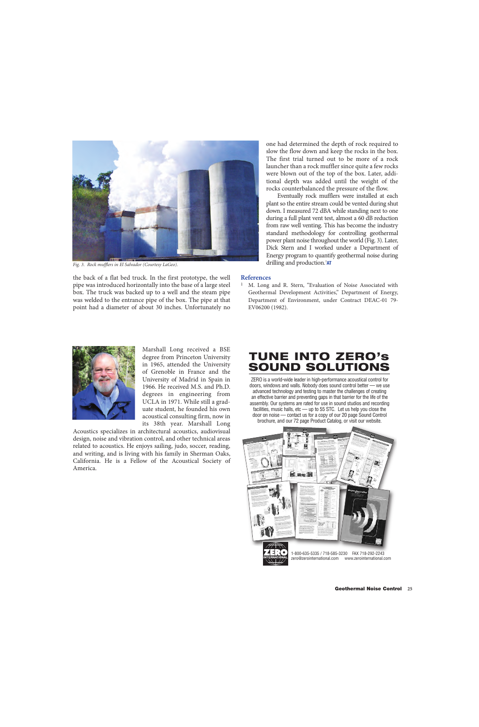Fig. 3. Rock mufflers in El Salvador (Courtesy LaGeo).

the back of a flat bed truck. In the first prototype, the well pipe was introduced horizontally into the base of a large steel box. The truck was backed up to a well and the steam pipe was welded to the entrance pipe of the box. The pipe at that point had a diameter of about 30 inches. Unfortunately no one had determined the depth of rock required to slow the flow down and keep the rocks in the box. The first trial turned out to be more of a rock launcher than a rock muffler since quite a few rocks were blown out of the top of the box. Later, additional depth was added until the weight of the rocks counterbalanced the pressure of the flow.

Eventually rock mufflers were installed at each plant so the entire stream could be vented during shut down. I measured 72 dBA while standing next to one during a full plant vent test, almost a 60 dB reduction from raw well venting. This has become the industry standard methodology for controlling geothermal power plant noise throughout the world (Fig. 3). Later, Dick Stern and I worked under a Department of Energy program to quantify geothermal noise during drilling and production.[1] AT

## References

[1] M. Long and R. Stern, "Evaluation of Noise Associated with Geothermal Development Activities," Department of Energy, Department of Environment, under Contract DEAC-01 79-EV06200 (1982).

Marshall Long received a BSE degree from Princeton University in 1965, attended the University of Grenoble in France and the University of Madrid in Spain in 1966. He received M.S. and Ph.D. degrees in engineering from UCLA in 1971. While still a graduate student, he founded his own acoustical consulting firm, now in its 38th year. Marshall Long Acoustics specializes in architectural acoustics, audiovisual design, noise and vibration control, and other technical areas related to acoustics. He enjoys sailing, judo, soccer, reading, and writing, and is living with his family in Sherman Oaks, California. He is a Fellow of the Acoustical Society of America.

## TUNE INTO ZERO's SOUND SOLUTIONS

ZERO is a world-wide leader in high-performance acoustical control for doors, windows and walls. Nobody does sound control better — we use advanced technology and testing to master the challenges of creating an effective barrier and preventing gaps in that barrier for the life of the assembly. Our systems are rated for use in sound studios and recording facilities, music halls, etc — up to 55 STC. Let us help you close the door on noise — contact us for a copy of our 20 page Sound Control brochure, and our 72 page Product Catalog, or visit our website.

ZERO INTERNATIONAL

1-800-635-5335 / 718-585-3230 FAX 718-292-2243
zero@zerointernational.com www.zerointernational.com